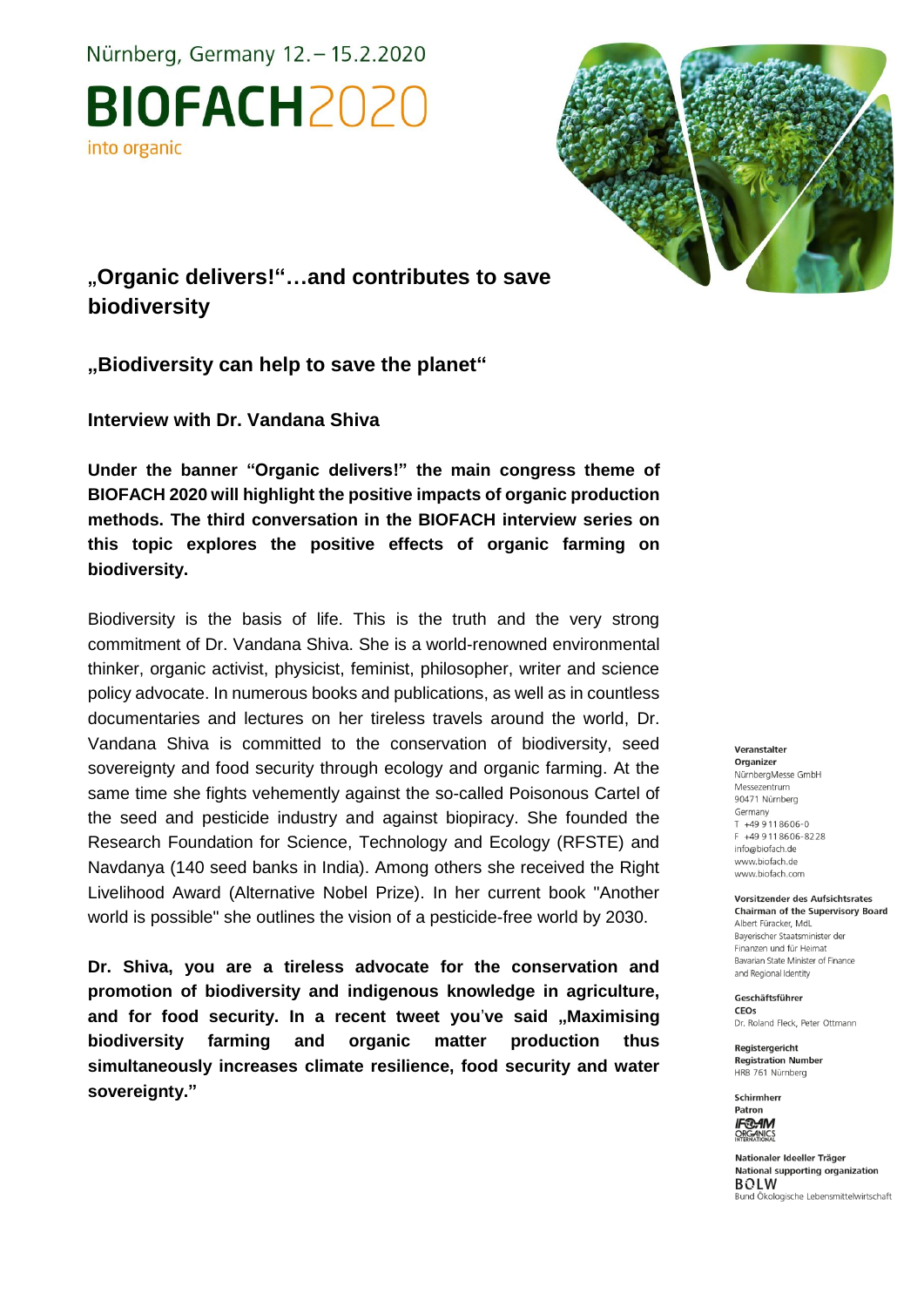Nürnberg, Germany 12. – 15.2.2020

**BIOFACH2020**

into organic

# „Organic delivers!"…and contributes to save biodiversity

## „Biodiversity can help to save the planet"

### Interview with Dr. Vandana Shiva

**Under the banner "Organic delivers!" the main congress theme of BIOFACH 2020 will highlight the positive impacts of organic production methods. The third conversation in the BIOFACH interview series on this topic explores the positive effects of organic farming on biodiversity.**

Biodiversity is the basis of life. This is the truth and the very strong commitment of Dr. Vandana Shiva. She is a world-renowned environmental thinker, organic activist, physicist, feminist, philosopher, writer and science policy advocate. In numerous books and publications, as well as in countless documentaries and lectures on her tireless travels around the world, Dr. Vandana Shiva is committed to the conservation of biodiversity, seed sovereignty and food security through ecology and organic farming. At the same time she fights vehemently against the so-called Poisonous Cartel of the seed and pesticide industry and against biopiracy. She founded the Research Foundation for Science, Technology and Ecology (RFSTE) and Navdanya (140 seed banks in India). Among others she received the Right Livelihood Award (Alternative Nobel Prize). In her current book "Another world is possible" she outlines the vision of a pesticide-free world by 2030.

**Dr. Shiva, you are a tireless advocate for the conservation and promotion of biodiversity and indigenous knowledge in agriculture, and for food security. In a recent tweet you've said „Maximising biodiversity farming and organic matter production thus simultaneously increases climate resilience, food security and water sovereignty."**

**Veranstalter**
**Organizer**
NürnbergMesse GmbH
Messezentrum
90471 Nürnberg
Germany
T +49 9 11 86 06-0
F +49 9 11 86 06-82 28
info@biofach.de
www.biofach.de
www.biofach.com

**Vorsitzender des Aufsichtsrates**
**Chairman of the Supervisory Board**
Albert Füracker, MdL
Bayerischer Staatsminister der Finanzen und für Heimat
Bavarian State Minister of Finance and Regional Identity

**Geschäftsführer**
**CEOs**
Dr. Roland Fleck, Peter Ottmann

**Registergericht**
**Registration Number**
HRB 761 Nürnberg

**Schirmherr**
**Patron**
IFOAM ORGANICS INTERNATIONAL

**Nationaler Ideeller Träger**
**National supporting organization**
BÖLW
Bund Ökologische Lebensmittelwirtschaft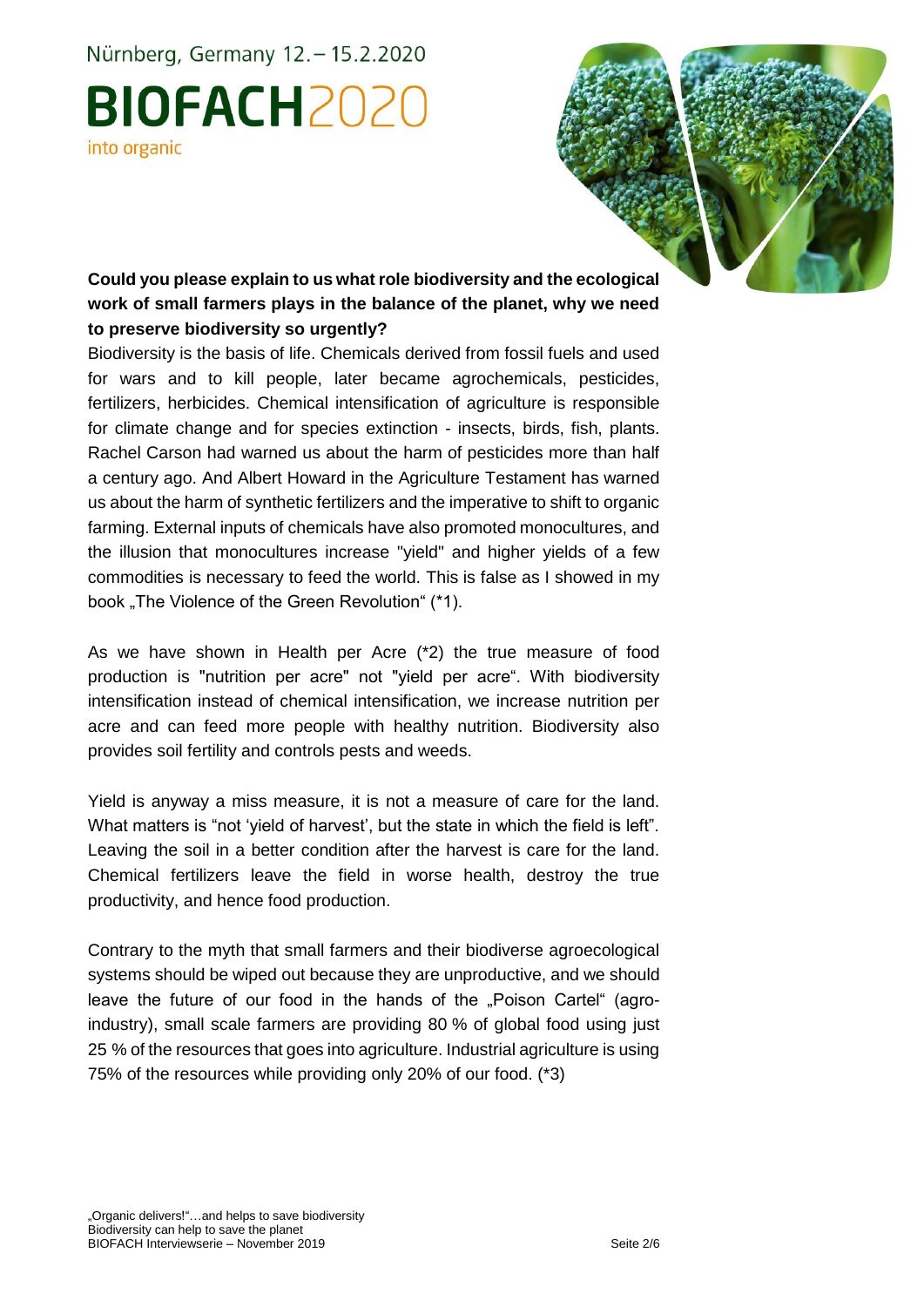**Could you please explain to us what role biodiversity and the ecological work of small farmers plays in the balance of the planet, why we need to preserve biodiversity so urgently?**

Biodiversity is the basis of life. Chemicals derived from fossil fuels and used for wars and to kill people, later became agrochemicals, pesticides, fertilizers, herbicides. Chemical intensification of agriculture is responsible for climate change and for species extinction - insects, birds, fish, plants. Rachel Carson had warned us about the harm of pesticides more than half a century ago. And Albert Howard in the Agriculture Testament has warned us about the harm of synthetic fertilizers and the imperative to shift to organic farming. External inputs of chemicals have also promoted monocultures, and the illusion that monocultures increase "yield" and higher yields of a few commodities is necessary to feed the world. This is false as I showed in my book „The Violence of the Green Revolution" (*1).

As we have shown in Health per Acre (*2) the true measure of food production is "nutrition per acre" not "yield per acre". With biodiversity intensification instead of chemical intensification, we increase nutrition per acre and can feed more people with healthy nutrition. Biodiversity also provides soil fertility and controls pests and weeds.

Yield is anyway a miss measure, it is not a measure of care for the land. What matters is "not 'yield of harvest', but the state in which the field is left". Leaving the soil in a better condition after the harvest is care for the land. Chemical fertilizers leave the field in worse health, destroy the true productivity, and hence food production.

Contrary to the myth that small farmers and their biodiverse agroecological systems should be wiped out because they are unproductive, and we should leave the future of our food in the hands of the „Poison Cartel" (agro-industry), small scale farmers are providing 80 % of global food using just 25 % of the resources that goes into agriculture. Industrial agriculture is using 75% of the resources while providing only 20% of our food. (*3)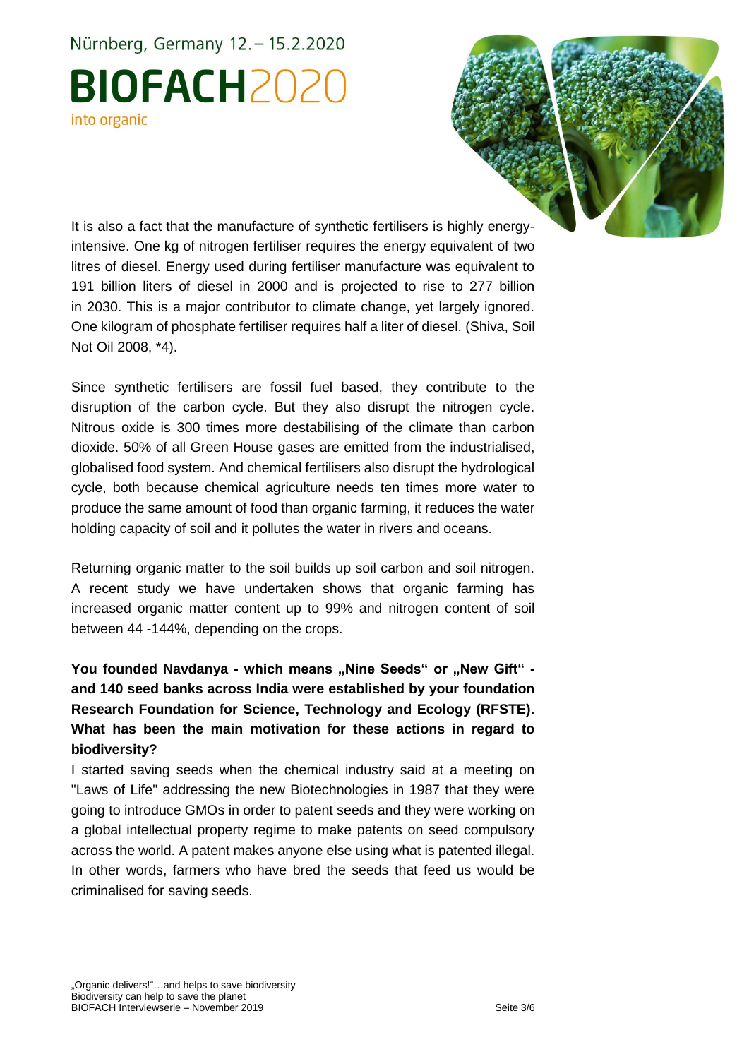It is also a fact that the manufacture of synthetic fertilisers is highly energy-intensive. One kg of nitrogen fertiliser requires the energy equivalent of two litres of diesel. Energy used during fertiliser manufacture was equivalent to 191 billion liters of diesel in 2000 and is projected to rise to 277 billion in 2030. This is a major contributor to climate change, yet largely ignored. One kilogram of phosphate fertiliser requires half a liter of diesel. (Shiva, Soil Not Oil 2008, *4).

Since synthetic fertilisers are fossil fuel based, they contribute to the disruption of the carbon cycle. But they also disrupt the nitrogen cycle. Nitrous oxide is 300 times more destabilising of the climate than carbon dioxide. 50% of all Green House gases are emitted from the industrialised, globalised food system. And chemical fertilisers also disrupt the hydrological cycle, both because chemical agriculture needs ten times more water to produce the same amount of food than organic farming, it reduces the water holding capacity of soil and it pollutes the water in rivers and oceans.

Returning organic matter to the soil builds up soil carbon and soil nitrogen. A recent study we have undertaken shows that organic farming has increased organic matter content up to 99% and nitrogen content of soil between 44 -144%, depending on the crops.

**You founded Navdanya - which means „Nine Seeds“ or „New Gift“ - and 140 seed banks across India were established by your foundation Research Foundation for Science, Technology and Ecology (RFSTE). What has been the main motivation for these actions in regard to biodiversity?**

I started saving seeds when the chemical industry said at a meeting on "Laws of Life" addressing the new Biotechnologies in 1987 that they were going to introduce GMOs in order to patent seeds and they were working on a global intellectual property regime to make patents on seed compulsory across the world. A patent makes anyone else using what is patented illegal. In other words, farmers who have bred the seeds that feed us would be criminalised for saving seeds.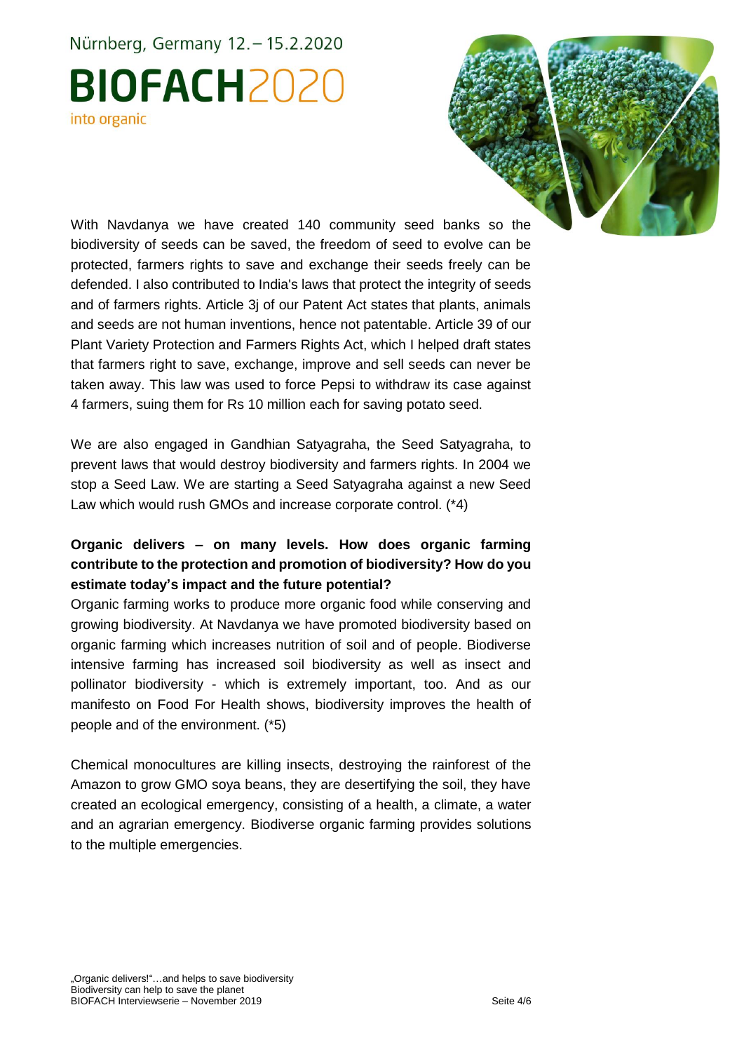With Navdanya we have created 140 community seed banks so the biodiversity of seeds can be saved, the freedom of seed to evolve can be protected, farmers rights to save and exchange their seeds freely can be defended. I also contributed to India's laws that protect the integrity of seeds and of farmers rights. Article 3j of our Patent Act states that plants, animals and seeds are not human inventions, hence not patentable. Article 39 of our Plant Variety Protection and Farmers Rights Act, which I helped draft states that farmers right to save, exchange, improve and sell seeds can never be taken away. This law was used to force Pepsi to withdraw its case against 4 farmers, suing them for Rs 10 million each for saving potato seed.

We are also engaged in Gandhian Satyagraha, the Seed Satyagraha, to prevent laws that would destroy biodiversity and farmers rights. In 2004 we stop a Seed Law. We are starting a Seed Satyagraha against a new Seed Law which would rush GMOs and increase corporate control. (*4)

**Organic delivers – on many levels. How does organic farming contribute to the protection and promotion of biodiversity? How do you estimate today's impact and the future potential?**

Organic farming works to produce more organic food while conserving and growing biodiversity. At Navdanya we have promoted biodiversity based on organic farming which increases nutrition of soil and of people. Biodiverse intensive farming has increased soil biodiversity as well as insect and pollinator biodiversity - which is extremely important, too. And as our manifesto on Food For Health shows, biodiversity improves the health of people and of the environment. (*5)

Chemical monocultures are killing insects, destroying the rainforest of the Amazon to grow GMO soya beans, they are desertifying the soil, they have created an ecological emergency, consisting of a health, a climate, a water and an agrarian emergency. Biodiverse organic farming provides solutions to the multiple emergencies.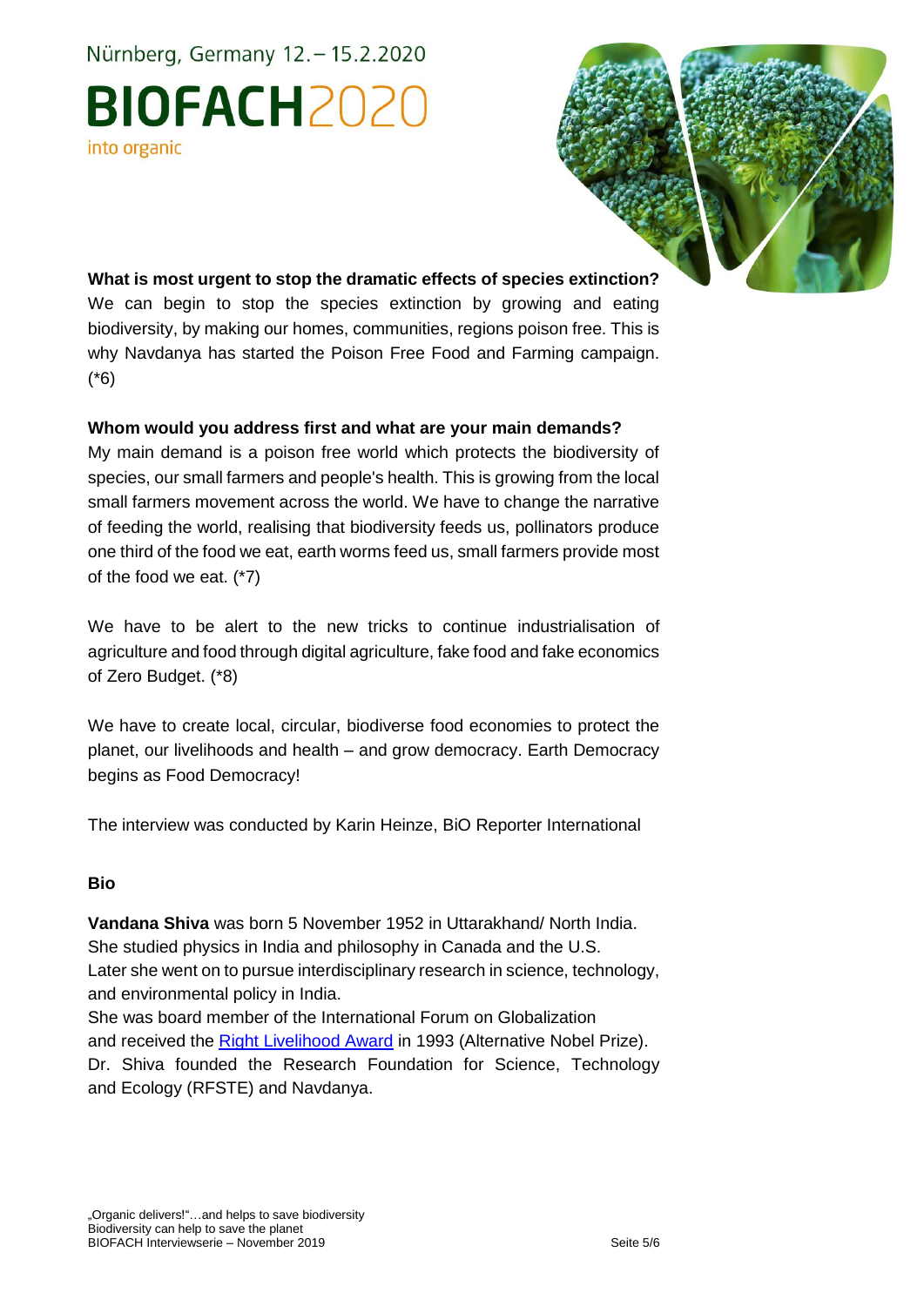**What is most urgent to stop the dramatic effects of species extinction?**
We can begin to stop the species extinction by growing and eating biodiversity, by making our homes, communities, regions poison free. This is why Navdanya has started the Poison Free Food and Farming campaign. (*6)

**Whom would you address first and what are your main demands?**
My main demand is a poison free world which protects the biodiversity of species, our small farmers and people's health. This is growing from the local small farmers movement across the world. We have to change the narrative of feeding the world, realising that biodiversity feeds us, pollinators produce one third of the food we eat, earth worms feed us, small farmers provide most of the food we eat. (*7)

We have to be alert to the new tricks to continue industrialisation of agriculture and food through digital agriculture, fake food and fake economics of Zero Budget. (*8)

We have to create local, circular, biodiverse food economies to protect the planet, our livelihoods and health – and grow democracy. Earth Democracy begins as Food Democracy!

The interview was conducted by Karin Heinze, BiO Reporter International

**Bio**

**Vandana Shiva** was born 5 November 1952 in Uttarakhand/ North India.
She studied physics in India and philosophy in Canada and the U.S.
Later she went on to pursue interdisciplinary research in science, technology, and environmental policy in India.
She was board member of the International Forum on Globalization and received the Right Livelihood Award in 1993 (Alternative Nobel Prize).
Dr. Shiva founded the Research Foundation for Science, Technology and Ecology (RFSTE) and Navdanya.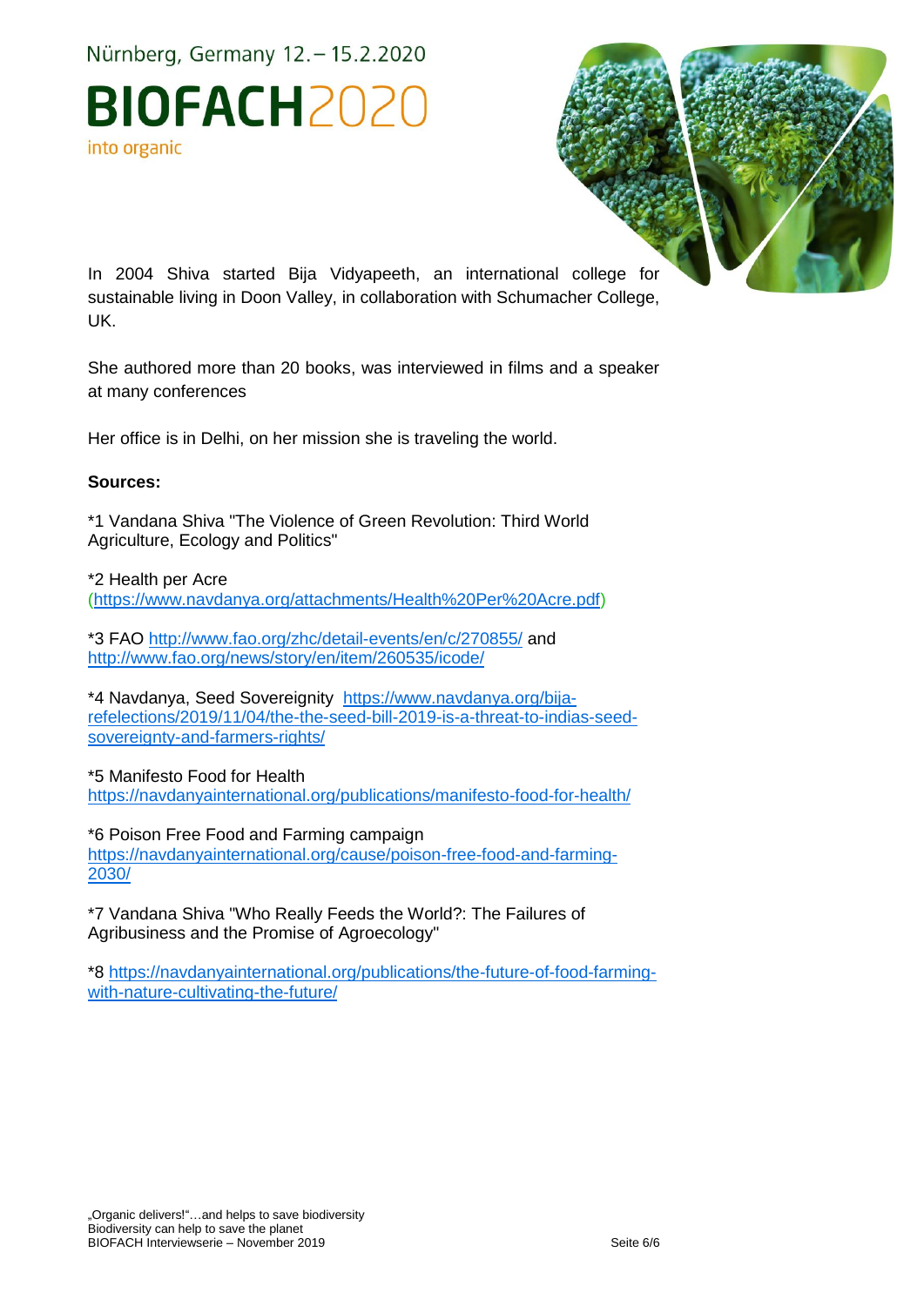In 2004 Shiva started Bija Vidyapeeth, an international college for sustainable living in Doon Valley, in collaboration with Schumacher College, UK.

She authored more than 20 books, was interviewed in films and a speaker at many conferences

Her office is in Delhi, on her mission she is traveling the world.

**Sources:**

*1 Vandana Shiva "The Violence of Green Revolution: Third World Agriculture, Ecology and Politics"

*2 Health per Acre (https://www.navdanya.org/attachments/Health%20Per%20Acre.pdf)

*3 FAO http://www.fao.org/zhc/detail-events/en/c/270855/ and http://www.fao.org/news/story/en/item/260535/icode/

*4 Navdanya, Seed Sovereignity https://www.navdanya.org/bija-refelections/2019/11/04/the-the-seed-bill-2019-is-a-threat-to-indias-seed-sovereignty-and-farmers-rights/

*5 Manifesto Food for Health https://navdanyainternational.org/publications/manifesto-food-for-health/

*6 Poison Free Food and Farming campaign https://navdanyainternational.org/cause/poison-free-food-and-farming-2030/

*7 Vandana Shiva "Who Really Feeds the World?: The Failures of Agribusiness and the Promise of Agroecology"

*8 https://navdanyainternational.org/publications/the-future-of-food-farming-with-nature-cultivating-the-future/